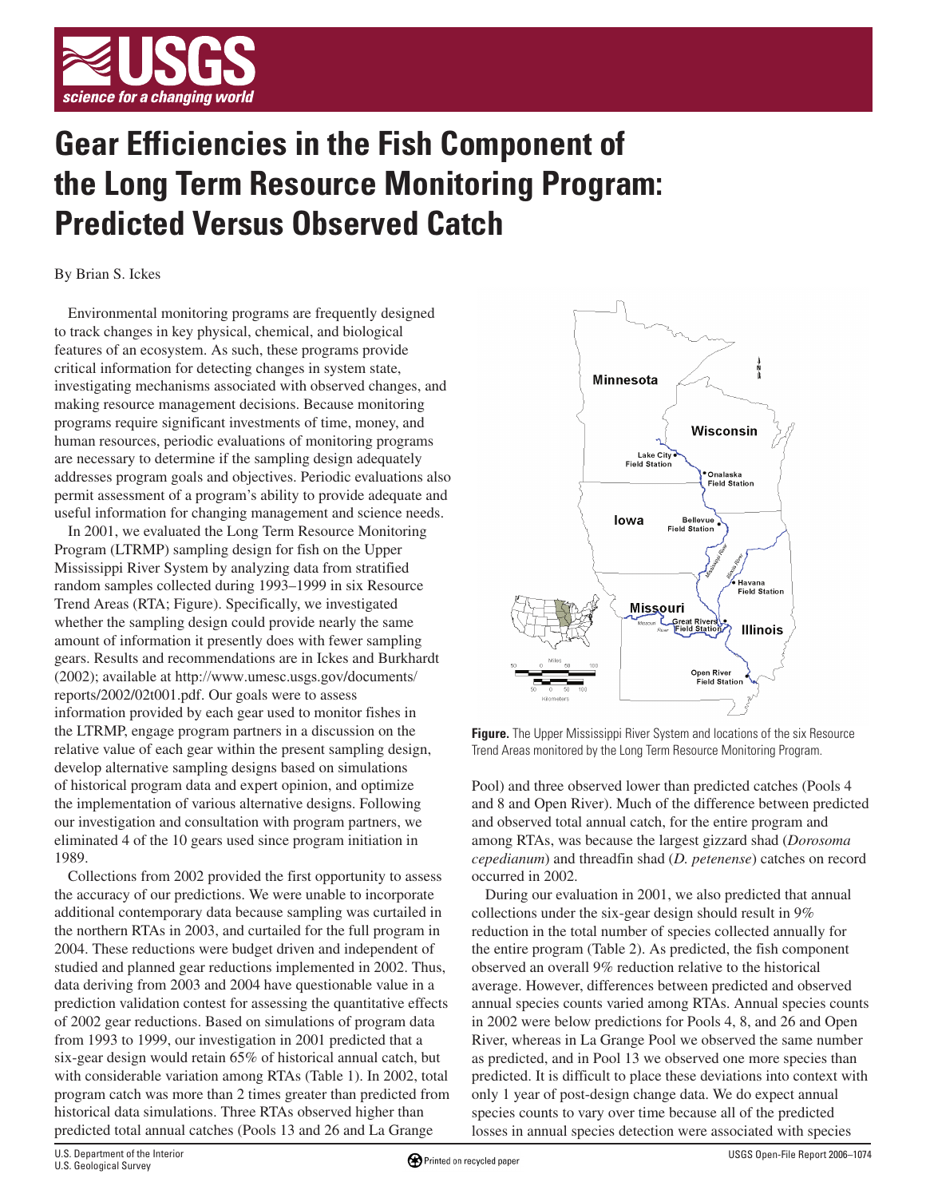# Gear Efficiencies in the Fish Component of the Long Term Resource Monitoring Program: Predicted Versus Observed Catch

By Brian S. Ickes

Environmental monitoring programs are frequently designed to track changes in key physical, chemical, and biological features of an ecosystem. As such, these programs provide critical information for detecting changes in system state, investigating mechanisms associated with observed changes, and making resource management decisions. Because monitoring programs require significant investments of time, money, and human resources, periodic evaluations of monitoring programs are necessary to determine if the sampling design adequately addresses program goals and objectives. Periodic evaluations also permit assessment of a program's ability to provide adequate and useful information for changing management and science needs.

In 2001, we evaluated the Long Term Resource Monitoring Program (LTRMP) sampling design for fish on the Upper Mississippi River System by analyzing data from stratified random samples collected during 1993–1999 in six Resource Trend Areas (RTA; Figure). Specifically, we investigated whether the sampling design could provide nearly the same amount of information it presently does with fewer sampling gears. Results and recommendations are in Ickes and Burkhardt (2002); available at http://www.umesc.usgs.gov/documents/reports/2002/02t001.pdf. Our goals were to assess information provided by each gear used to monitor fishes in the LTRMP, engage program partners in a discussion on the relative value of each gear within the present sampling design, develop alternative sampling designs based on simulations of historical program data and expert opinion, and optimize the implementation of various alternative designs. Following our investigation and consultation with program partners, we eliminated 4 of the 10 gears used since program initiation in 1989.

Collections from 2002 provided the first opportunity to assess the accuracy of our predictions. We were unable to incorporate additional contemporary data because sampling was curtailed in the northern RTAs in 2003, and curtailed for the full program in 2004. These reductions were budget driven and independent of studied and planned gear reductions implemented in 2002. Thus, data deriving from 2003 and 2004 have questionable value in a prediction validation contest for assessing the quantitative effects of 2002 gear reductions. Based on simulations of program data from 1993 to 1999, our investigation in 2001 predicted that a six-gear design would retain 65% of historical annual catch, but with considerable variation among RTAs (Table 1). In 2002, total program catch was more than 2 times greater than predicted from historical data simulations. Three RTAs observed higher than predicted total annual catches (Pools 13 and 26 and La Grange Pool) and three observed lower than predicted catches (Pools 4 and 8 and Open River). Much of the difference between predicted and observed total annual catch, for the entire program and among RTAs, was because the largest gizzard shad (*Dorosoma cepedianum*) and threadfin shad (*D. petenense*) catches on record occurred in 2002.

**Figure.** The Upper Mississippi River System and locations of the six Resource Trend Areas monitored by the Long Term Resource Monitoring Program.

During our evaluation in 2001, we also predicted that annual collections under the six-gear design should result in 9% reduction in the total number of species collected annually for the entire program (Table 2). As predicted, the fish component observed an overall 9% reduction relative to the historical average. However, differences between predicted and observed annual species counts varied among RTAs. Annual species counts in 2002 were below predictions for Pools 4, 8, and 26 and Open River, whereas in La Grange Pool we observed the same number as predicted, and in Pool 13 we observed one more species than predicted. It is difficult to place these deviations into context with only 1 year of post-design change data. We do expect annual species counts to vary over time because all of the predicted losses in annual species detection were associated with species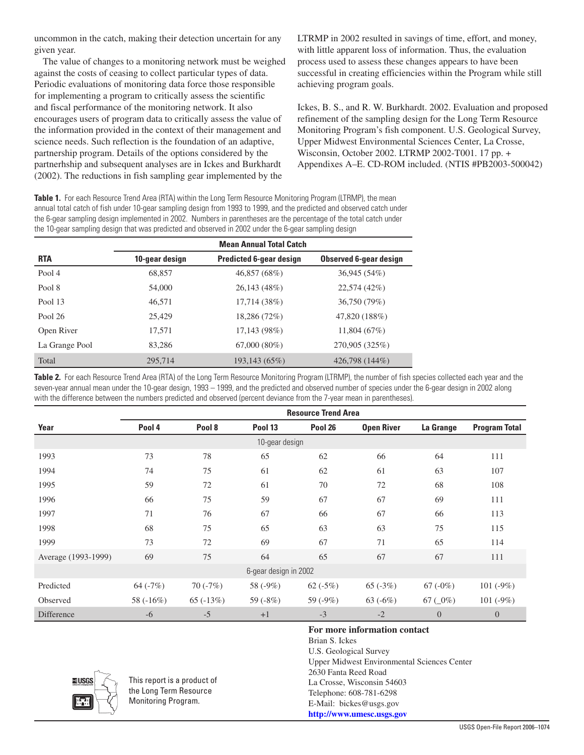uncommon in the catch, making their detection uncertain for any given year.

The value of changes to a monitoring network must be weighed against the costs of ceasing to collect particular types of data. Periodic evaluations of monitoring data force those responsible for implementing a program to critically assess the scientific and fiscal performance of the monitoring network. It also encourages users of program data to critically assess the value of the information provided in the context of their management and science needs. Such reflection is the foundation of an adaptive, partnership program. Details of the options considered by the partnerhship and subsequent analyses are in Ickes and Burkhardt (2002). The reductions in fish sampling gear implemented by the LTRMP in 2002 resulted in savings of time, effort, and money, with little apparent loss of information. Thus, the evaluation process used to assess these changes appears to have been successful in creating efficiencies within the Program while still achieving program goals.

Ickes, B. S., and R. W. Burkhardt. 2002. Evaluation and proposed refinement of the sampling design for the Long Term Resource Monitoring Program's fish component. U.S. Geological Survey, Upper Midwest Environmental Sciences Center, La Crosse, Wisconsin, October 2002. LTRMP 2002-T001. 17 pp. + Appendixes A–E. CD-ROM included. (NTIS #PB2003-500042)

**Table 1.** For each Resource Trend Area (RTA) within the Long Term Resource Monitoring Program (LTRMP), the mean annual total catch of fish under 10-gear sampling design from 1993 to 1999, and the predicted and observed catch under the 6-gear sampling design implemented in 2002. Numbers in parentheses are the percentage of the total catch under the 10-gear sampling design that was predicted and observed in 2002 under the 6-gear sampling design

| | Mean Annual Total Catch | | |
|---|---|---|---|
| **RTA** | **10-gear design** | **Predicted 6-gear design** | **Observed 6-gear design** |
| Pool 4 | 68,857 | 46,857 (68%) | 36,945 (54%) |
| Pool 8 | 54,000 | 26,143 (48%) | 22,574 (42%) |
| Pool 13 | 46,571 | 17,714 (38%) | 36,750 (79%) |
| Pool 26 | 25,429 | 18,286 (72%) | 47,820 (188%) |
| Open River | 17,571 | 17,143 (98%) | 11,804 (67%) |
| La Grange Pool | 83,286 | 67,000 (80%) | 270,905 (325%) |
| Total | 295,714 | 193,143 (65%) | 426,798 (144%) |

**Table 2.** For each Resource Trend Area (RTA) of the Long Term Resource Monitoring Program (LTRMP), the number of fish species collected each year and the seven-year annual mean under the 10-gear design, 1993 – 1999, and the predicted and observed number of species under the 6-gear design in 2002 along with the difference between the numbers predicted and observed (percent deviance from the 7-year mean in parentheses).

| | Resource Trend Area | | | | | | |
|---|---|---|---|---|---|---|---|
| **Year** | **Pool 4** | **Pool 8** | **Pool 13** | **Pool 26** | **Open River** | **La Grange** | **Program Total** |
| | | | 10-gear design | | | | |
| 1993 | 73 | 78 | 65 | 62 | 66 | 64 | 111 |
| 1994 | 74 | 75 | 61 | 62 | 61 | 63 | 107 |
| 1995 | 59 | 72 | 61 | 70 | 72 | 68 | 108 |
| 1996 | 66 | 75 | 59 | 67 | 67 | 69 | 111 |
| 1997 | 71 | 76 | 67 | 66 | 67 | 66 | 113 |
| 1998 | 68 | 75 | 65 | 63 | 63 | 75 | 115 |
| 1999 | 73 | 72 | 69 | 67 | 71 | 65 | 114 |
| Average (1993-1999) | 69 | 75 | 64 | 65 | 67 | 67 | 111 |
| | | | 6-gear design in 2002 | | | | |
| Predicted | 64 (-7%) | 70 (-7%) | 58 (-9%) | 62 (-5%) | 65 (-3%) | 67 (-0%) | 101 (-9%) |
| Observed | 58 (-16%) | 65 (-13%) | 59 (-8%) | 59 (-9%) | 63 (-6%) | 67 (_0%) | 101 (-9%) |
| Difference | -6 | -5 | +1 | -3 | -2 | 0 | 0 |

This report is a product of the Long Term Resource Monitoring Program.

**For more information contact**
Brian S. Ickes
U.S. Geological Survey
Upper Midwest Environmental Sciences Center
2630 Fanta Reed Road
La Crosse, Wisconsin 54603
Telephone: 608-781-6298
E-Mail: bickes@usgs.gov
**http://www.umesc.usgs.gov**